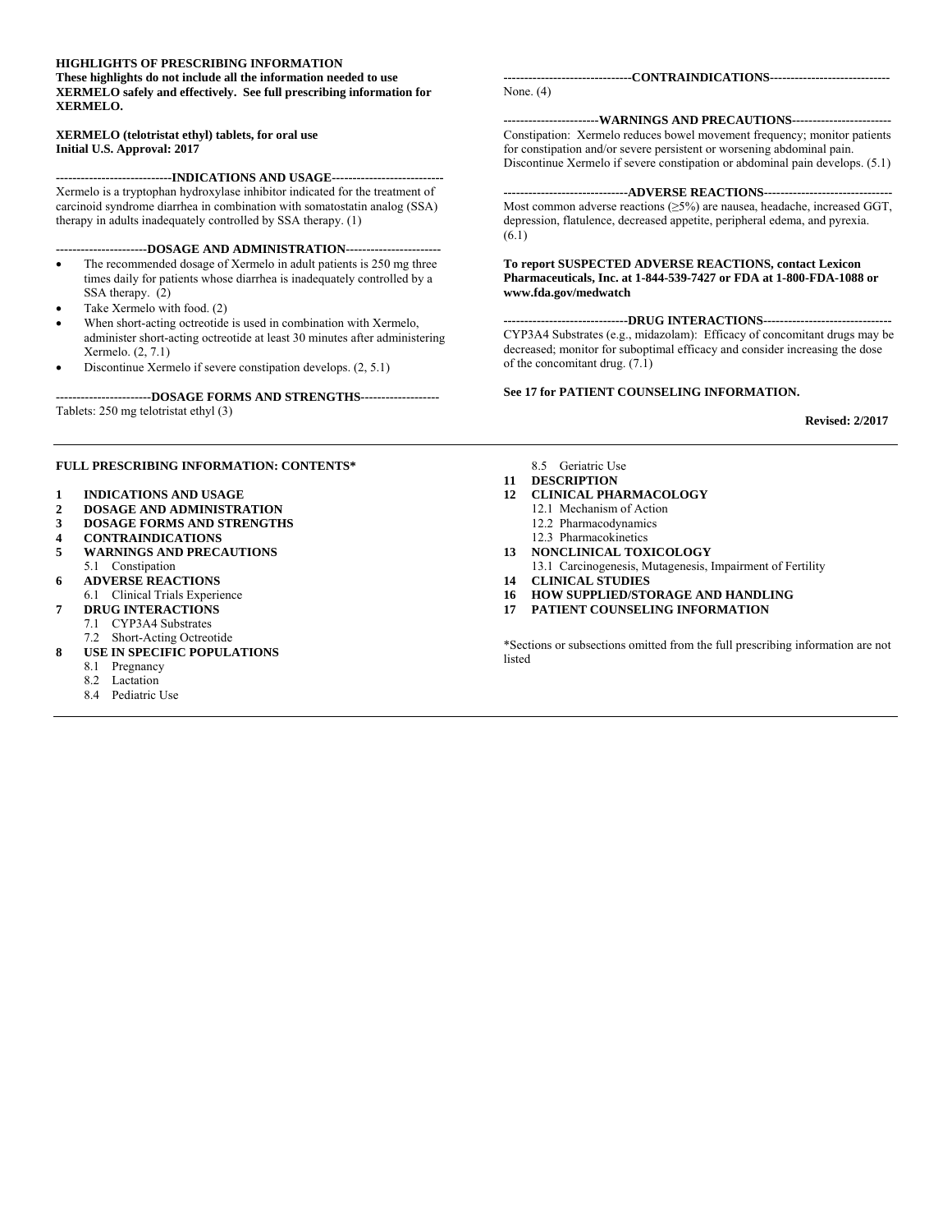**HIGHLIGHTS OF PRESCRIBING INFORMATION**
**These highlights do not include all the information needed to use XERMELO safely and effectively. See full prescribing information for XERMELO.**

**XERMELO (telotristat ethyl) tablets, for oral use**
**Initial U.S. Approval: 2017**

**----------------------------INDICATIONS AND USAGE---------------------------**

Xermelo is a tryptophan hydroxylase inhibitor indicated for the treatment of carcinoid syndrome diarrhea in combination with somatostatin analog (SSA) therapy in adults inadequately controlled by SSA therapy. (1)

**----------------------DOSAGE AND ADMINISTRATION-----------------------**

- The recommended dosage of Xermelo in adult patients is 250 mg three times daily for patients whose diarrhea is inadequately controlled by a SSA therapy. (2)
- Take Xermelo with food. (2)
- When short-acting octreotide is used in combination with Xermelo, administer short-acting octreotide at least 30 minutes after administering Xermelo. (2, 7.1)
- Discontinue Xermelo if severe constipation develops. (2, 5.1)

**-----------------------DOSAGE FORMS AND STRENGTHS-------------------**

Tablets: 250 mg telotristat ethyl (3)

**-------------------------------CONTRAINDICATIONS-----------------------------**

None. (4)

**-----------------------WARNINGS AND PRECAUTIONS------------------------**

Constipation: Xermelo reduces bowel movement frequency; monitor patients for constipation and/or severe persistent or worsening abdominal pain. Discontinue Xermelo if severe constipation or abdominal pain develops. (5.1)

**------------------------------ADVERSE REACTIONS-------------------------------**

Most common adverse reactions (≥5%) are nausea, headache, increased GGT, depression, flatulence, decreased appetite, peripheral edema, and pyrexia. (6.1)

**To report SUSPECTED ADVERSE REACTIONS, contact Lexicon Pharmaceuticals, Inc. at 1-844-539-7427 or FDA at 1-800-FDA-1088 or www.fda.gov/medwatch**

**------------------------------DRUG INTERACTIONS-------------------------------**

CYP3A4 Substrates (e.g., midazolam): Efficacy of concomitant drugs may be decreased; monitor for suboptimal efficacy and consider increasing the dose of the concomitant drug. (7.1)

**See 17 for PATIENT COUNSELING INFORMATION.**

**Revised: 2/2017**

---

**FULL PRESCRIBING INFORMATION: CONTENTS***

**1 INDICATIONS AND USAGE**
**2 DOSAGE AND ADMINISTRATION**
**3 DOSAGE FORMS AND STRENGTHS**
**4 CONTRAINDICATIONS**
**5 WARNINGS AND PRECAUTIONS**
5.1 Constipation
**6 ADVERSE REACTIONS**
6.1 Clinical Trials Experience
**7 DRUG INTERACTIONS**
7.1 CYP3A4 Substrates
7.2 Short-Acting Octreotide
**8 USE IN SPECIFIC POPULATIONS**
8.1 Pregnancy
8.2 Lactation
8.4 Pediatric Use
8.5 Geriatric Use
**11 DESCRIPTION**
**12 CLINICAL PHARMACOLOGY**
12.1 Mechanism of Action
12.2 Pharmacodynamics
12.3 Pharmacokinetics
**13 NONCLINICAL TOXICOLOGY**
13.1 Carcinogenesis, Mutagenesis, Impairment of Fertility
**14 CLINICAL STUDIES**
**16 HOW SUPPLIED/STORAGE AND HANDLING**
**17 PATIENT COUNSELING INFORMATION**

*Sections or subsections omitted from the full prescribing information are not listed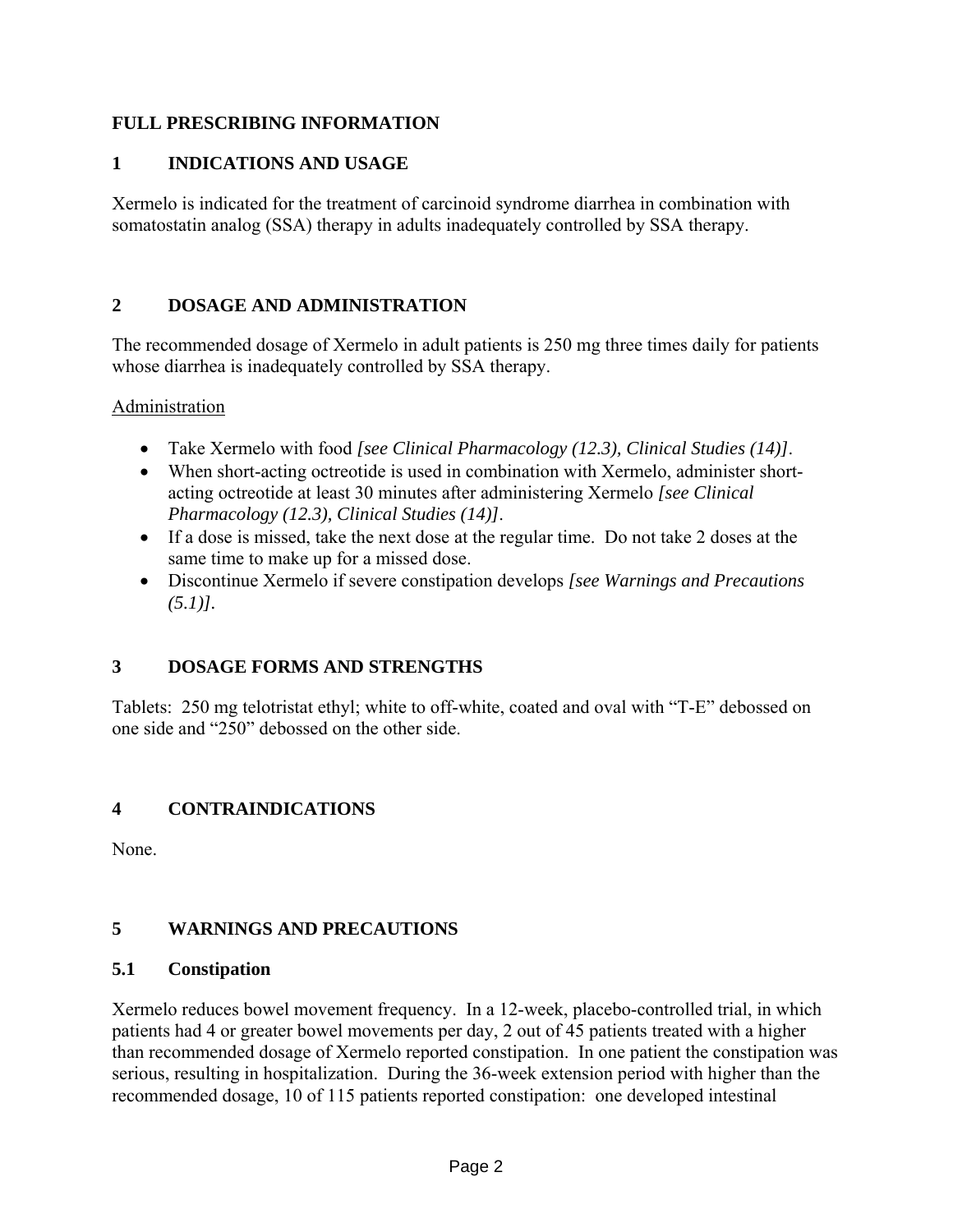# FULL PRESCRIBING INFORMATION

## 1 INDICATIONS AND USAGE

Xermelo is indicated for the treatment of carcinoid syndrome diarrhea in combination with somatostatin analog (SSA) therapy in adults inadequately controlled by SSA therapy.

## 2 DOSAGE AND ADMINISTRATION

The recommended dosage of Xermelo in adult patients is 250 mg three times daily for patients whose diarrhea is inadequately controlled by SSA therapy.

<u>Administration</u>

- Take Xermelo with food *[see Clinical Pharmacology (12.3), Clinical Studies (14)]*.
- When short-acting octreotide is used in combination with Xermelo, administer short-acting octreotide at least 30 minutes after administering Xermelo *[see Clinical Pharmacology (12.3), Clinical Studies (14)]*.
- If a dose is missed, take the next dose at the regular time. Do not take 2 doses at the same time to make up for a missed dose.
- Discontinue Xermelo if severe constipation develops *[see Warnings and Precautions (5.1)]*.

## 3 DOSAGE FORMS AND STRENGTHS

Tablets: 250 mg telotristat ethyl; white to off-white, coated and oval with "T-E" debossed on one side and "250" debossed on the other side.

## 4 CONTRAINDICATIONS

None.

## 5 WARNINGS AND PRECAUTIONS

### 5.1 Constipation

Xermelo reduces bowel movement frequency. In a 12-week, placebo-controlled trial, in which patients had 4 or greater bowel movements per day, 2 out of 45 patients treated with a higher than recommended dosage of Xermelo reported constipation. In one patient the constipation was serious, resulting in hospitalization. During the 36-week extension period with higher than the recommended dosage, 10 of 115 patients reported constipation: one developed intestinal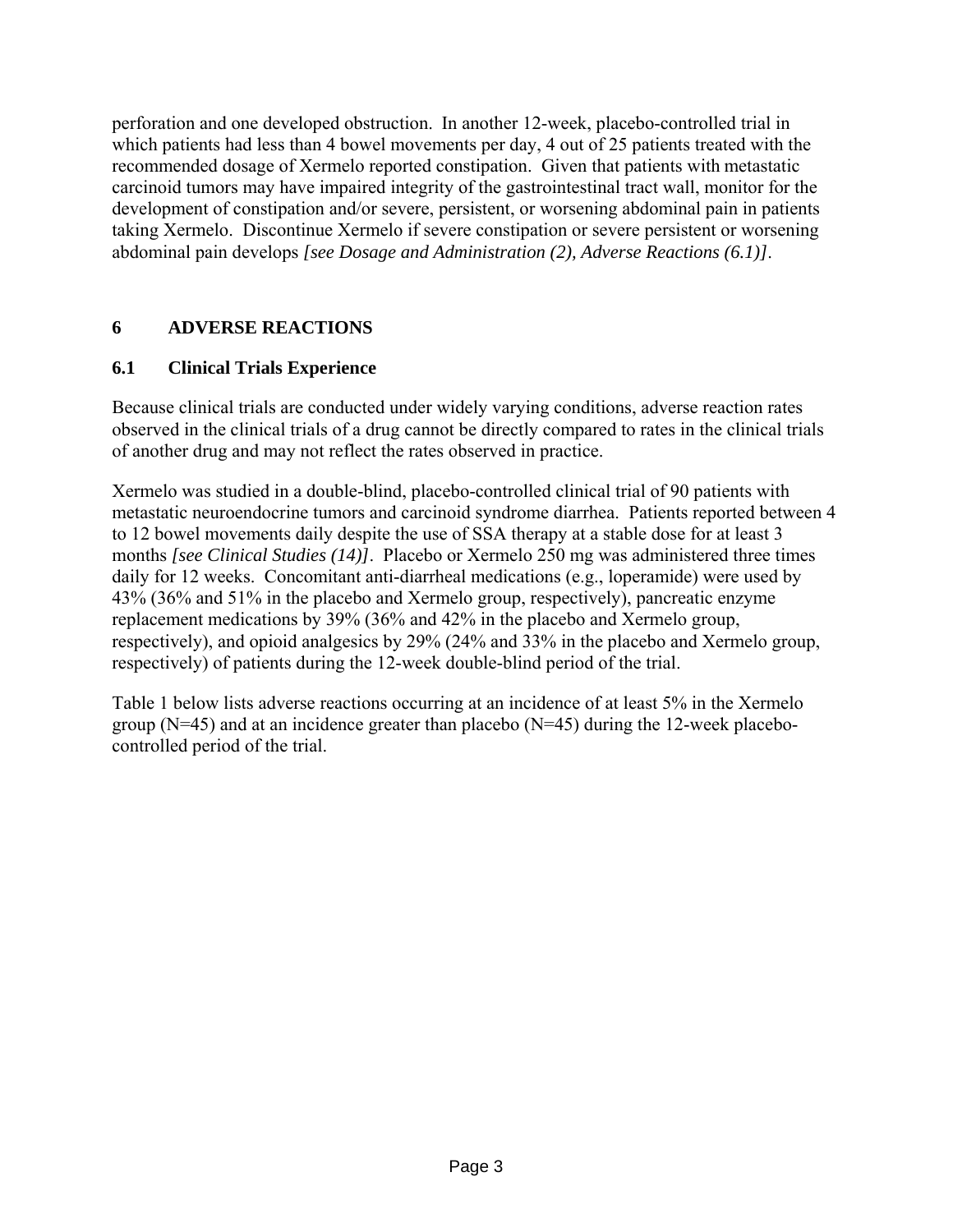perforation and one developed obstruction. In another 12-week, placebo-controlled trial in which patients had less than 4 bowel movements per day, 4 out of 25 patients treated with the recommended dosage of Xermelo reported constipation. Given that patients with metastatic carcinoid tumors may have impaired integrity of the gastrointestinal tract wall, monitor for the development of constipation and/or severe, persistent, or worsening abdominal pain in patients taking Xermelo. Discontinue Xermelo if severe constipation or severe persistent or worsening abdominal pain develops *[see Dosage and Administration (2), Adverse Reactions (6.1)]*.

## 6 ADVERSE REACTIONS

### 6.1 Clinical Trials Experience

Because clinical trials are conducted under widely varying conditions, adverse reaction rates observed in the clinical trials of a drug cannot be directly compared to rates in the clinical trials of another drug and may not reflect the rates observed in practice.

Xermelo was studied in a double-blind, placebo-controlled clinical trial of 90 patients with metastatic neuroendocrine tumors and carcinoid syndrome diarrhea. Patients reported between 4 to 12 bowel movements daily despite the use of SSA therapy at a stable dose for at least 3 months *[see Clinical Studies (14)]*. Placebo or Xermelo 250 mg was administered three times daily for 12 weeks. Concomitant anti-diarrheal medications (e.g., loperamide) were used by 43% (36% and 51% in the placebo and Xermelo group, respectively), pancreatic enzyme replacement medications by 39% (36% and 42% in the placebo and Xermelo group, respectively), and opioid analgesics by 29% (24% and 33% in the placebo and Xermelo group, respectively) of patients during the 12-week double-blind period of the trial.

Table 1 below lists adverse reactions occurring at an incidence of at least 5% in the Xermelo group (N=45) and at an incidence greater than placebo (N=45) during the 12-week placebo-controlled period of the trial.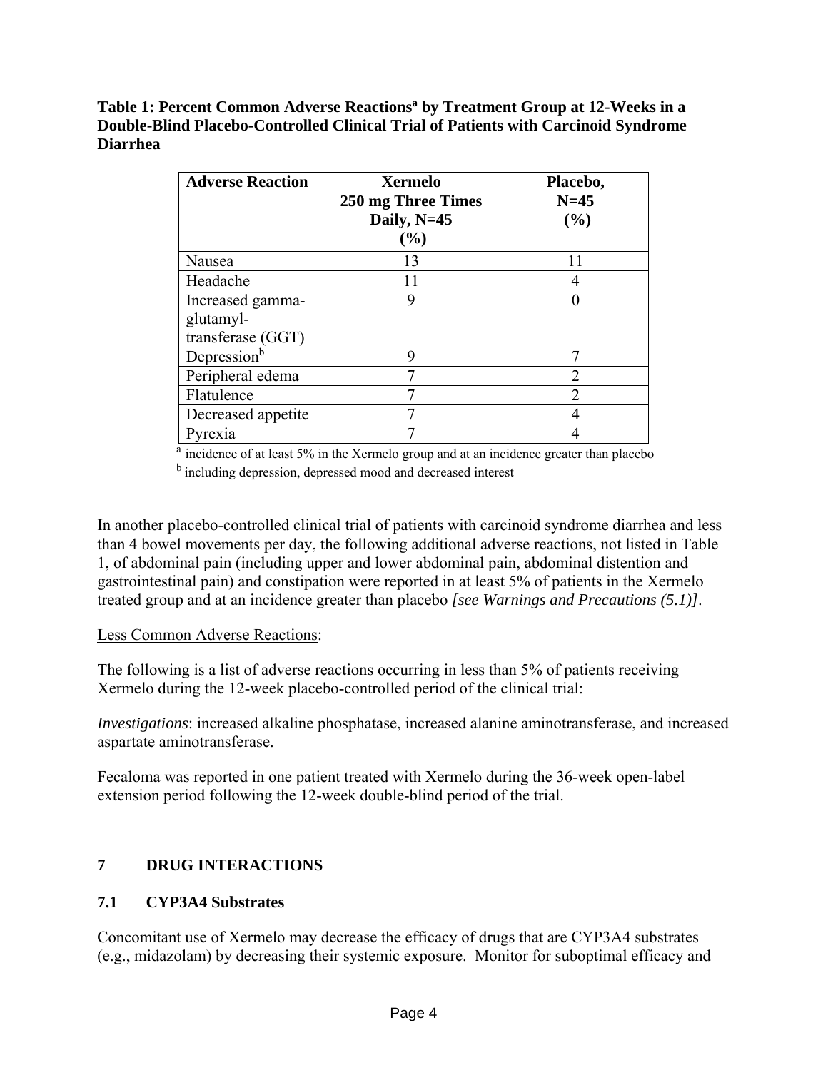**Table 1: Percent Common Adverse Reactions[a] by Treatment Group at 12-Weeks in a Double-Blind Placebo-Controlled Clinical Trial of Patients with Carcinoid Syndrome Diarrhea**

| Adverse Reaction | Xermelo 250 mg Three Times Daily, N=45 (%) | Placebo, N=45 (%) |
|---|---|---|
| Nausea | 13 | 11 |
| Headache | 11 | 4 |
| Increased gamma-glutamyl-transferase (GGT) | 9 | 0 |
| Depression[b] | 9 | 7 |
| Peripheral edema | 7 | 2 |
| Flatulence | 7 | 2 |
| Decreased appetite | 7 | 4 |
| Pyrexia | 7 | 4 |

[a] incidence of at least 5% in the Xermelo group and at an incidence greater than placebo

[b] including depression, depressed mood and decreased interest

In another placebo-controlled clinical trial of patients with carcinoid syndrome diarrhea and less than 4 bowel movements per day, the following additional adverse reactions, not listed in Table 1, of abdominal pain (including upper and lower abdominal pain, abdominal distention and gastrointestinal pain) and constipation were reported in at least 5% of patients in the Xermelo treated group and at an incidence greater than placebo *[see Warnings and Precautions (5.1)]*.

Less Common Adverse Reactions:

The following is a list of adverse reactions occurring in less than 5% of patients receiving Xermelo during the 12-week placebo-controlled period of the clinical trial:

*Investigations*: increased alkaline phosphatase, increased alanine aminotransferase, and increased aspartate aminotransferase.

Fecaloma was reported in one patient treated with Xermelo during the 36-week open-label extension period following the 12-week double-blind period of the trial.

## 7 DRUG INTERACTIONS

### 7.1 CYP3A4 Substrates

Concomitant use of Xermelo may decrease the efficacy of drugs that are CYP3A4 substrates (e.g., midazolam) by decreasing their systemic exposure. Monitor for suboptimal efficacy and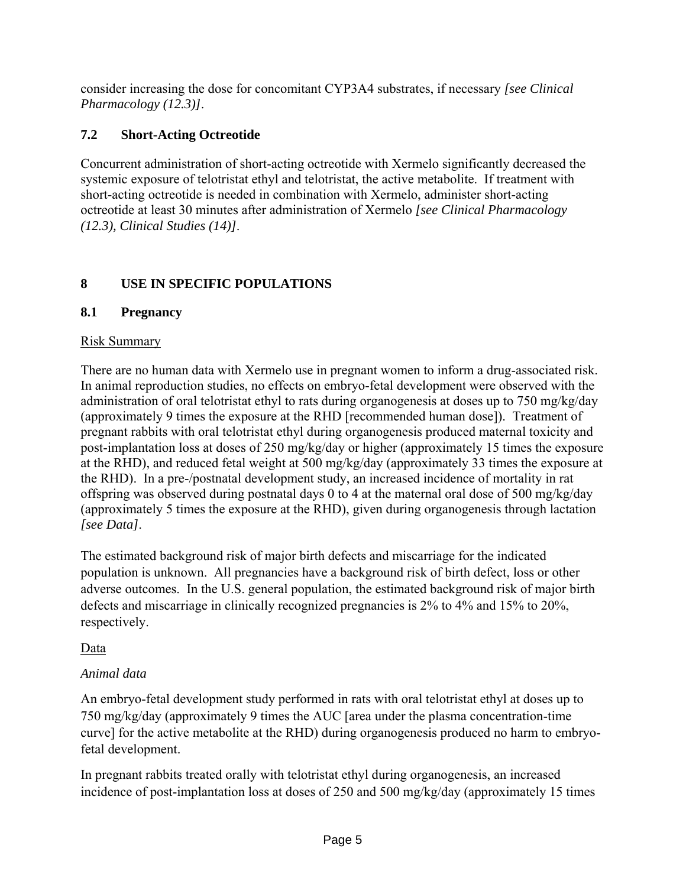consider increasing the dose for concomitant CYP3A4 substrates, if necessary *[see Clinical Pharmacology (12.3)]*.

## 7.2 Short-Acting Octreotide

Concurrent administration of short-acting octreotide with Xermelo significantly decreased the systemic exposure of telotristat ethyl and telotristat, the active metabolite. If treatment with short-acting octreotide is needed in combination with Xermelo, administer short-acting octreotide at least 30 minutes after administration of Xermelo *[see Clinical Pharmacology (12.3), Clinical Studies (14)]*.

# 8 USE IN SPECIFIC POPULATIONS

## 8.1 Pregnancy

Risk Summary

There are no human data with Xermelo use in pregnant women to inform a drug-associated risk. In animal reproduction studies, no effects on embryo-fetal development were observed with the administration of oral telotristat ethyl to rats during organogenesis at doses up to 750 mg/kg/day (approximately 9 times the exposure at the RHD [recommended human dose]). Treatment of pregnant rabbits with oral telotristat ethyl during organogenesis produced maternal toxicity and post-implantation loss at doses of 250 mg/kg/day or higher (approximately 15 times the exposure at the RHD), and reduced fetal weight at 500 mg/kg/day (approximately 33 times the exposure at the RHD). In a pre-/postnatal development study, an increased incidence of mortality in rat offspring was observed during postnatal days 0 to 4 at the maternal oral dose of 500 mg/kg/day (approximately 5 times the exposure at the RHD), given during organogenesis through lactation *[see Data]*.

The estimated background risk of major birth defects and miscarriage for the indicated population is unknown. All pregnancies have a background risk of birth defect, loss or other adverse outcomes. In the U.S. general population, the estimated background risk of major birth defects and miscarriage in clinically recognized pregnancies is 2% to 4% and 15% to 20%, respectively.

Data

*Animal data*

An embryo-fetal development study performed in rats with oral telotristat ethyl at doses up to 750 mg/kg/day (approximately 9 times the AUC [area under the plasma concentration-time curve] for the active metabolite at the RHD) during organogenesis produced no harm to embryo-fetal development.

In pregnant rabbits treated orally with telotristat ethyl during organogenesis, an increased incidence of post-implantation loss at doses of 250 and 500 mg/kg/day (approximately 15 times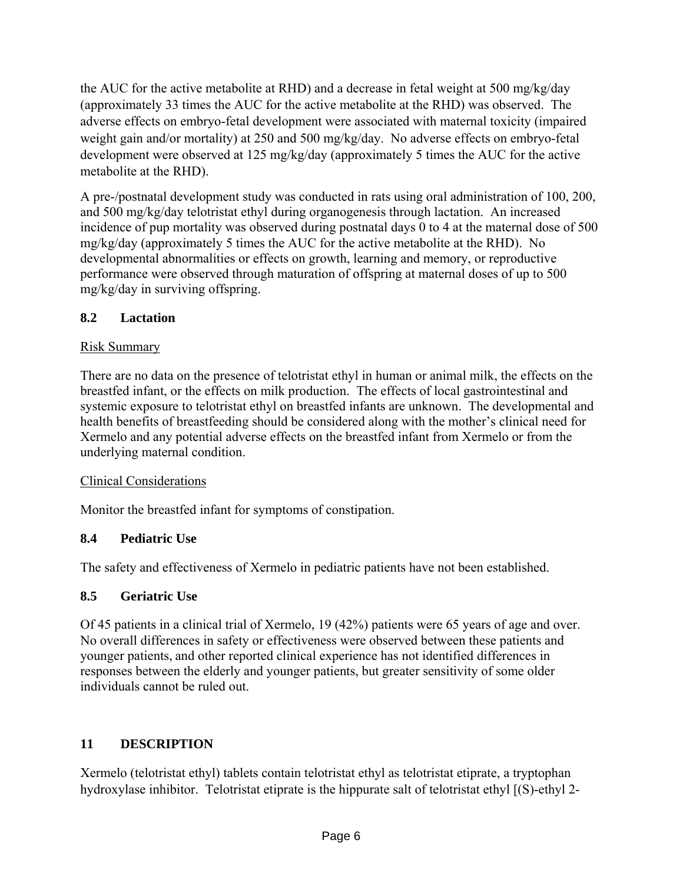the AUC for the active metabolite at RHD) and a decrease in fetal weight at 500 mg/kg/day (approximately 33 times the AUC for the active metabolite at the RHD) was observed. The adverse effects on embryo-fetal development were associated with maternal toxicity (impaired weight gain and/or mortality) at 250 and 500 mg/kg/day. No adverse effects on embryo-fetal development were observed at 125 mg/kg/day (approximately 5 times the AUC for the active metabolite at the RHD).

A pre-/postnatal development study was conducted in rats using oral administration of 100, 200, and 500 mg/kg/day telotristat ethyl during organogenesis through lactation. An increased incidence of pup mortality was observed during postnatal days 0 to 4 at the maternal dose of 500 mg/kg/day (approximately 5 times the AUC for the active metabolite at the RHD). No developmental abnormalities or effects on growth, learning and memory, or reproductive performance were observed through maturation of offspring at maternal doses of up to 500 mg/kg/day in surviving offspring.

### 8.2 Lactation

Risk Summary

There are no data on the presence of telotristat ethyl in human or animal milk, the effects on the breastfed infant, or the effects on milk production. The effects of local gastrointestinal and systemic exposure to telotristat ethyl on breastfed infants are unknown. The developmental and health benefits of breastfeeding should be considered along with the mother's clinical need for Xermelo and any potential adverse effects on the breastfed infant from Xermelo or from the underlying maternal condition.

Clinical Considerations

Monitor the breastfed infant for symptoms of constipation.

### 8.4 Pediatric Use

The safety and effectiveness of Xermelo in pediatric patients have not been established.

### 8.5 Geriatric Use

Of 45 patients in a clinical trial of Xermelo, 19 (42%) patients were 65 years of age and over. No overall differences in safety or effectiveness were observed between these patients and younger patients, and other reported clinical experience has not identified differences in responses between the elderly and younger patients, but greater sensitivity of some older individuals cannot be ruled out.

## 11 DESCRIPTION

Xermelo (telotristat ethyl) tablets contain telotristat ethyl as telotristat etiprate, a tryptophan hydroxylase inhibitor. Telotristat etiprate is the hippurate salt of telotristat ethyl [(S)-ethyl 2-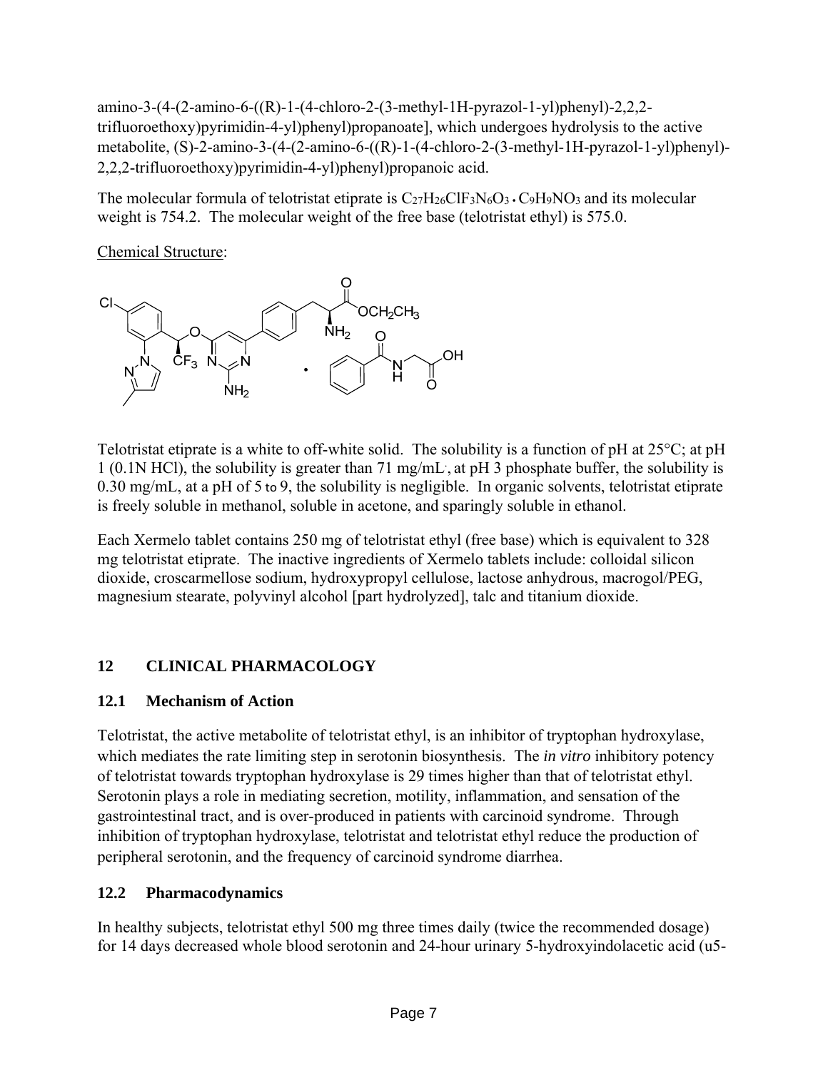amino-3-(4-(2-amino-6-((R)-1-(4-chloro-2-(3-methyl-1H-pyrazol-1-yl)phenyl)-2,2,2-trifluoroethoxy)pyrimidin-4-yl)phenyl)propanoate], which undergoes hydrolysis to the active metabolite, (S)-2-amino-3-(4-(2-amino-6-((R)-1-(4-chloro-2-(3-methyl-1H-pyrazol-1-yl)phenyl)-2,2,2-trifluoroethoxy)pyrimidin-4-yl)phenyl)propanoic acid.

The molecular formula of telotristat etiprate is $C_{27}H_{26}ClF_3N_6O_3 \cdot C_9H_9NO_3$ and its molecular weight is 754.2. The molecular weight of the free base (telotristat ethyl) is 575.0.

Chemical Structure:

Telotristat etiprate is a white to off-white solid. The solubility is a function of pH at 25°C; at pH 1 (0.1N HCl), the solubility is greater than 71 mg/mL, at pH 3 phosphate buffer, the solubility is 0.30 mg/mL, at a pH of 5 to 9, the solubility is negligible. In organic solvents, telotristat etiprate is freely soluble in methanol, soluble in acetone, and sparingly soluble in ethanol.

Each Xermelo tablet contains 250 mg of telotristat ethyl (free base) which is equivalent to 328 mg telotristat etiprate. The inactive ingredients of Xermelo tablets include: colloidal silicon dioxide, croscarmellose sodium, hydroxypropyl cellulose, lactose anhydrous, macrogol/PEG, magnesium stearate, polyvinyl alcohol [part hydrolyzed], talc and titanium dioxide.

## 12 CLINICAL PHARMACOLOGY

### 12.1 Mechanism of Action

Telotristat, the active metabolite of telotristat ethyl, is an inhibitor of tryptophan hydroxylase, which mediates the rate limiting step in serotonin biosynthesis. The *in vitro* inhibitory potency of telotristat towards tryptophan hydroxylase is 29 times higher than that of telotristat ethyl. Serotonin plays a role in mediating secretion, motility, inflammation, and sensation of the gastrointestinal tract, and is over-produced in patients with carcinoid syndrome. Through inhibition of tryptophan hydroxylase, telotristat and telotristat ethyl reduce the production of peripheral serotonin, and the frequency of carcinoid syndrome diarrhea.

### 12.2 Pharmacodynamics

In healthy subjects, telotristat ethyl 500 mg three times daily (twice the recommended dosage) for 14 days decreased whole blood serotonin and 24-hour urinary 5-hydroxyindolacetic acid (u5-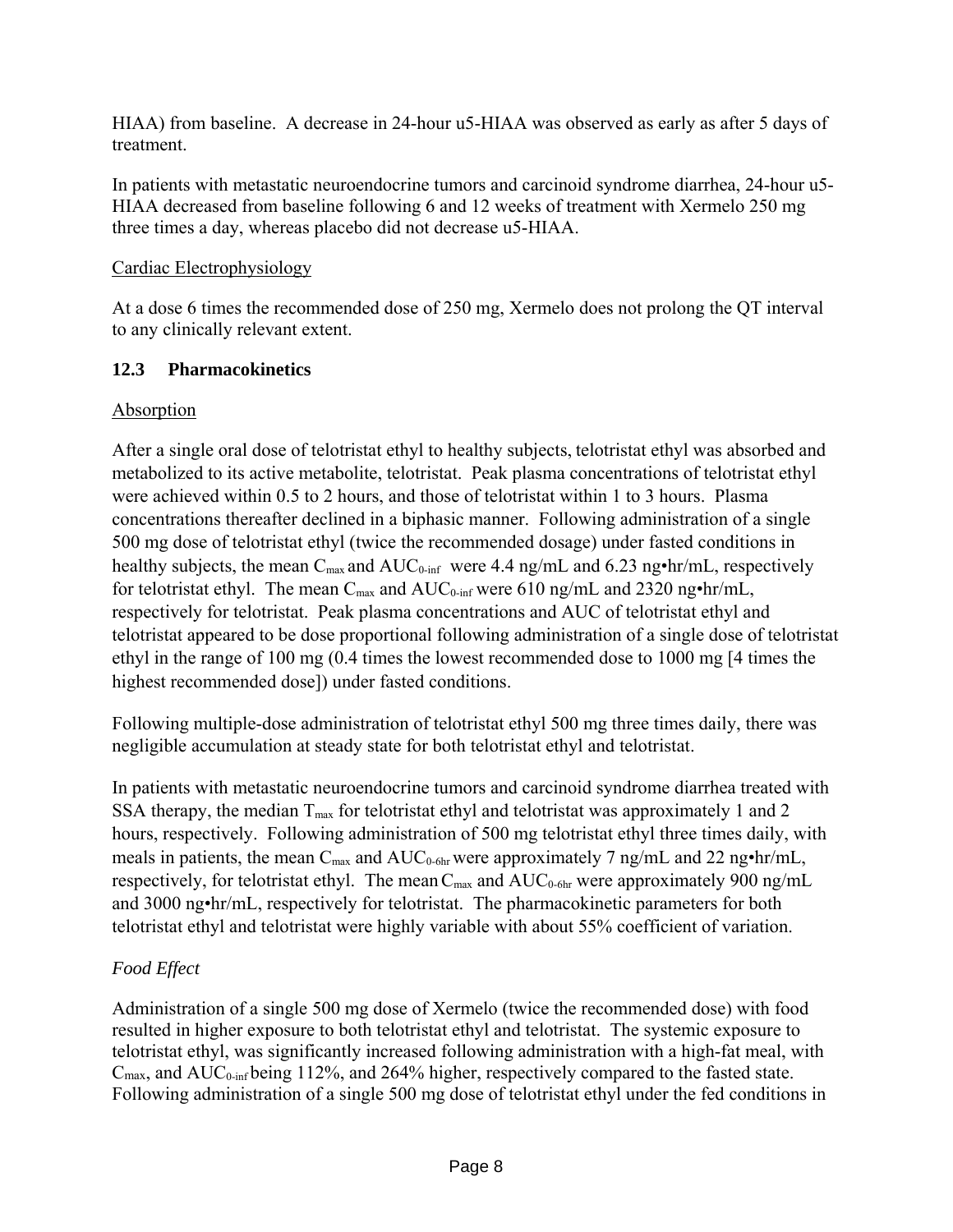HIAA) from baseline. A decrease in 24-hour u5-HIAA was observed as early as after 5 days of treatment.

In patients with metastatic neuroendocrine tumors and carcinoid syndrome diarrhea, 24-hour u5-HIAA decreased from baseline following 6 and 12 weeks of treatment with Xermelo 250 mg three times a day, whereas placebo did not decrease u5-HIAA.

Cardiac Electrophysiology

At a dose 6 times the recommended dose of 250 mg, Xermelo does not prolong the QT interval to any clinically relevant extent.

### 12.3 Pharmacokinetics

Absorption

After a single oral dose of telotristat ethyl to healthy subjects, telotristat ethyl was absorbed and metabolized to its active metabolite, telotristat. Peak plasma concentrations of telotristat ethyl were achieved within 0.5 to 2 hours, and those of telotristat within 1 to 3 hours. Plasma concentrations thereafter declined in a biphasic manner. Following administration of a single 500 mg dose of telotristat ethyl (twice the recommended dosage) under fasted conditions in healthy subjects, the mean $C_{max}$ and $AUC_{0\text{-}inf}$ were 4.4 ng/mL and 6.23 ng•hr/mL, respectively for telotristat ethyl. The mean $C_{max}$ and $AUC_{0\text{-}inf}$ were 610 ng/mL and 2320 ng•hr/mL, respectively for telotristat. Peak plasma concentrations and AUC of telotristat ethyl and telotristat appeared to be dose proportional following administration of a single dose of telotristat ethyl in the range of 100 mg (0.4 times the lowest recommended dose to 1000 mg [4 times the highest recommended dose]) under fasted conditions.

Following multiple-dose administration of telotristat ethyl 500 mg three times daily, there was negligible accumulation at steady state for both telotristat ethyl and telotristat.

In patients with metastatic neuroendocrine tumors and carcinoid syndrome diarrhea treated with SSA therapy, the median $T_{max}$ for telotristat ethyl and telotristat was approximately 1 and 2 hours, respectively. Following administration of 500 mg telotristat ethyl three times daily, with meals in patients, the mean $C_{max}$ and $AUC_{0\text{-}6hr}$ were approximately 7 ng/mL and 22 ng•hr/mL, respectively, for telotristat ethyl. The mean $C_{max}$ and $AUC_{0\text{-}6hr}$ were approximately 900 ng/mL and 3000 ng•hr/mL, respectively for telotristat. The pharmacokinetic parameters for both telotristat ethyl and telotristat were highly variable with about 55% coefficient of variation.

*Food Effect*

Administration of a single 500 mg dose of Xermelo (twice the recommended dose) with food resulted in higher exposure to both telotristat ethyl and telotristat. The systemic exposure to telotristat ethyl, was significantly increased following administration with a high-fat meal, with $C_{max}$, and $AUC_{0\text{-}inf}$ being 112%, and 264% higher, respectively compared to the fasted state. Following administration of a single 500 mg dose of telotristat ethyl under the fed conditions in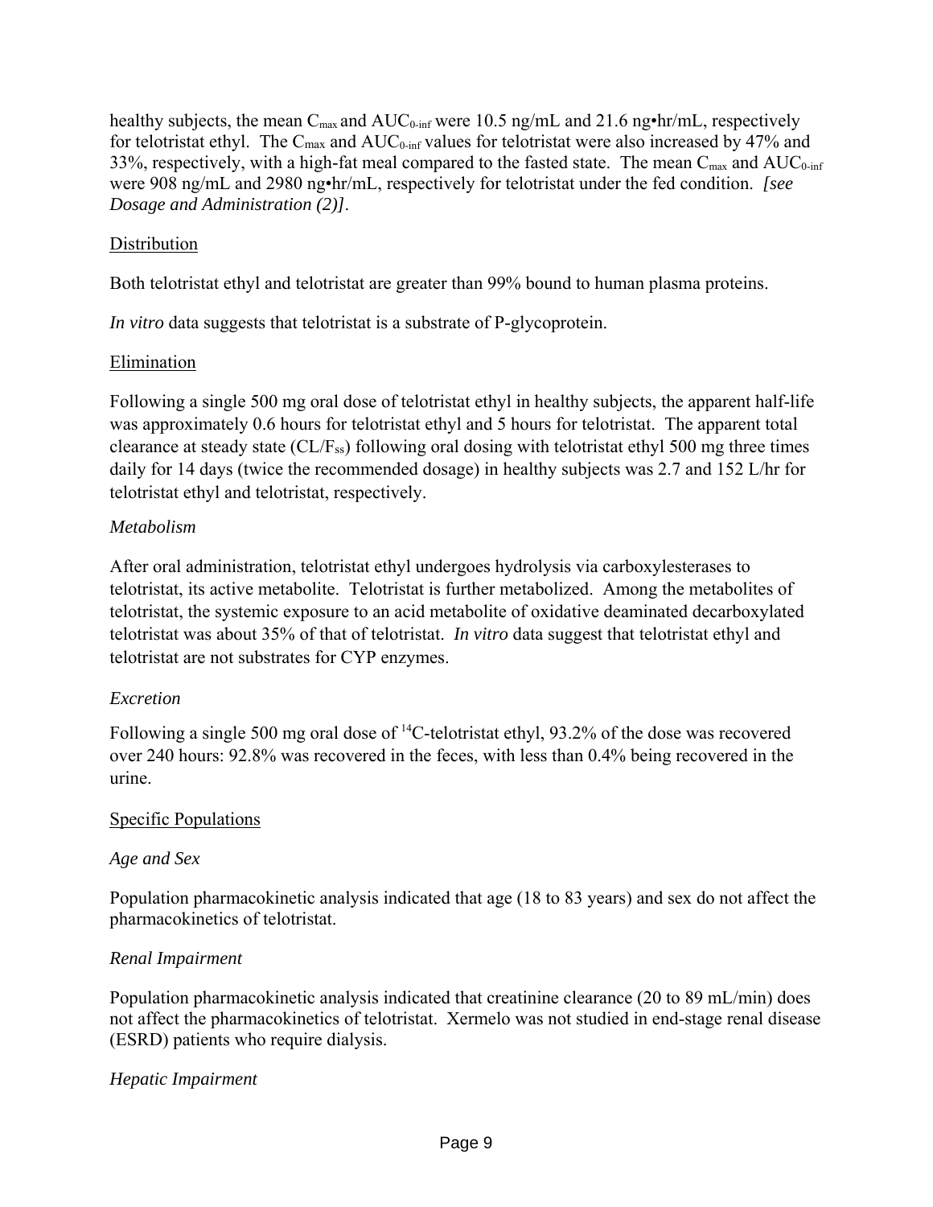healthy subjects, the mean $C_{max}$ and $AUC_{0\text{-}inf}$ were 10.5 ng/mL and 21.6 ng•hr/mL, respectively for telotristat ethyl. The $C_{max}$ and $AUC_{0\text{-}inf}$ values for telotristat were also increased by 47% and 33%, respectively, with a high-fat meal compared to the fasted state. The mean $C_{max}$ and $AUC_{0\text{-}inf}$ were 908 ng/mL and 2980 ng•hr/mL, respectively for telotristat under the fed condition. *[see Dosage and Administration (2)]*.

Distribution

Both telotristat ethyl and telotristat are greater than 99% bound to human plasma proteins.

*In vitro* data suggests that telotristat is a substrate of P-glycoprotein.

Elimination

Following a single 500 mg oral dose of telotristat ethyl in healthy subjects, the apparent half-life was approximately 0.6 hours for telotristat ethyl and 5 hours for telotristat. The apparent total clearance at steady state ($CL/F_{ss}$) following oral dosing with telotristat ethyl 500 mg three times daily for 14 days (twice the recommended dosage) in healthy subjects was 2.7 and 152 L/hr for telotristat ethyl and telotristat, respectively.

*Metabolism*

After oral administration, telotristat ethyl undergoes hydrolysis via carboxylesterases to telotristat, its active metabolite. Telotristat is further metabolized. Among the metabolites of telotristat, the systemic exposure to an acid metabolite of oxidative deaminated decarboxylated telotristat was about 35% of that of telotristat. *In vitro* data suggest that telotristat ethyl and telotristat are not substrates for CYP enzymes.

*Excretion*

Following a single 500 mg oral dose of $^{14}C$-telotristat ethyl, 93.2% of the dose was recovered over 240 hours: 92.8% was recovered in the feces, with less than 0.4% being recovered in the urine.

Specific Populations

*Age and Sex*

Population pharmacokinetic analysis indicated that age (18 to 83 years) and sex do not affect the pharmacokinetics of telotristat.

*Renal Impairment*

Population pharmacokinetic analysis indicated that creatinine clearance (20 to 89 mL/min) does not affect the pharmacokinetics of telotristat. Xermelo was not studied in end-stage renal disease (ESRD) patients who require dialysis.

*Hepatic Impairment*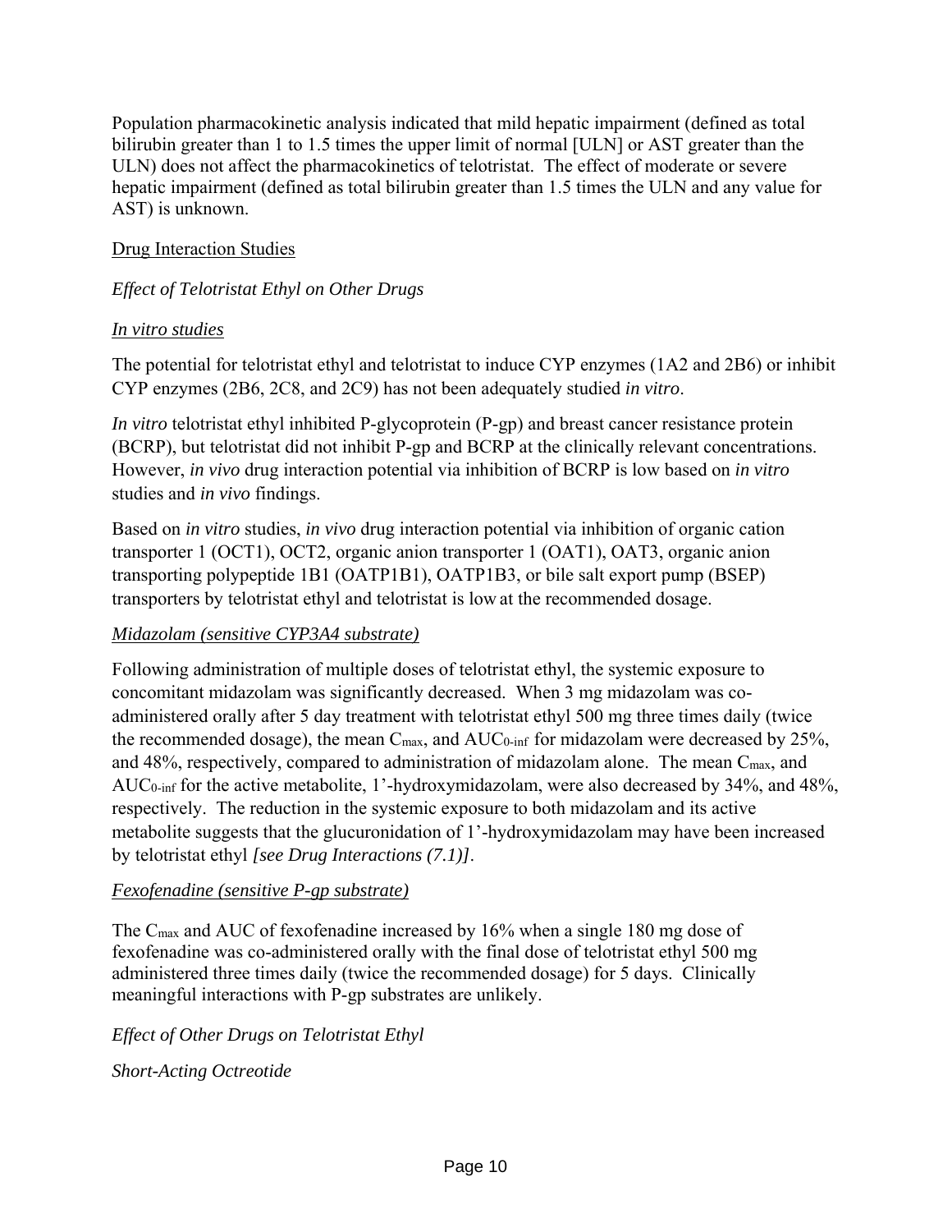Population pharmacokinetic analysis indicated that mild hepatic impairment (defined as total bilirubin greater than 1 to 1.5 times the upper limit of normal [ULN] or AST greater than the ULN) does not affect the pharmacokinetics of telotristat. The effect of moderate or severe hepatic impairment (defined as total bilirubin greater than 1.5 times the ULN and any value for AST) is unknown.

<u>Drug Interaction Studies</u>

*Effect of Telotristat Ethyl on Other Drugs*

*<u>In vitro studies</u>*

The potential for telotristat ethyl and telotristat to induce CYP enzymes (1A2 and 2B6) or inhibit CYP enzymes (2B6, 2C8, and 2C9) has not been adequately studied *in vitro*.

*In vitro* telotristat ethyl inhibited P-glycoprotein (P-gp) and breast cancer resistance protein (BCRP), but telotristat did not inhibit P-gp and BCRP at the clinically relevant concentrations. However, *in vivo* drug interaction potential via inhibition of BCRP is low based on *in vitro* studies and *in vivo* findings.

Based on *in vitro* studies, *in vivo* drug interaction potential via inhibition of organic cation transporter 1 (OCT1), OCT2, organic anion transporter 1 (OAT1), OAT3, organic anion transporting polypeptide 1B1 (OATP1B1), OATP1B3, or bile salt export pump (BSEP) transporters by telotristat ethyl and telotristat is low at the recommended dosage.

*<u>Midazolam (sensitive CYP3A4 substrate)</u>*

Following administration of multiple doses of telotristat ethyl, the systemic exposure to concomitant midazolam was significantly decreased. When 3 mg midazolam was co-administered orally after 5 day treatment with telotristat ethyl 500 mg three times daily (twice the recommended dosage), the mean $C_{max}$, and $AUC_{0\text{-}inf}$ for midazolam were decreased by 25%, and 48%, respectively, compared to administration of midazolam alone. The mean $C_{max}$, and $AUC_{0\text{-}inf}$ for the active metabolite, 1'-hydroxymidazolam, were also decreased by 34%, and 48%, respectively. The reduction in the systemic exposure to both midazolam and its active metabolite suggests that the glucuronidation of 1'-hydroxymidazolam may have been increased by telotristat ethyl *[see Drug Interactions (7.1)]*.

*<u>Fexofenadine (sensitive P-gp substrate)</u>*

The $C_{max}$ and AUC of fexofenadine increased by 16% when a single 180 mg dose of fexofenadine was co-administered orally with the final dose of telotristat ethyl 500 mg administered three times daily (twice the recommended dosage) for 5 days. Clinically meaningful interactions with P-gp substrates are unlikely.

*Effect of Other Drugs on Telotristat Ethyl*

*Short-Acting Octreotide*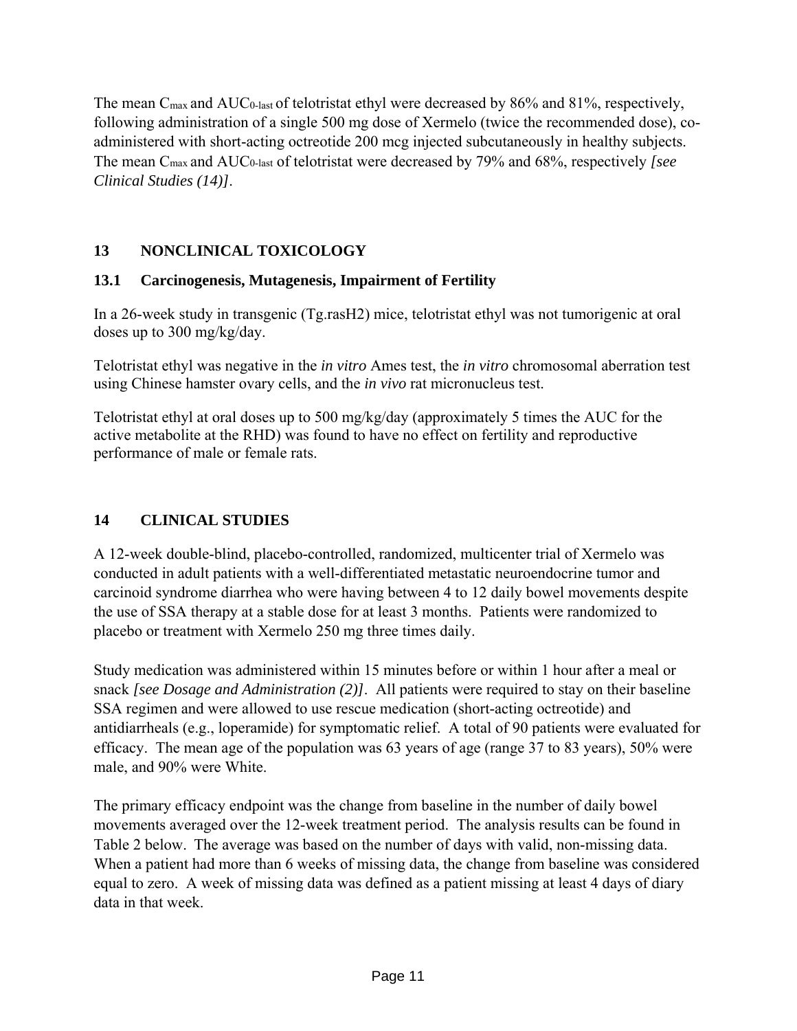The mean $C_{max}$ and $AUC_{0\text{-}last}$ of telotristat ethyl were decreased by 86% and 81%, respectively, following administration of a single 500 mg dose of Xermelo (twice the recommended dose), co-administered with short-acting octreotide 200 mcg injected subcutaneously in healthy subjects. The mean $C_{max}$ and $AUC_{0\text{-}last}$ of telotristat were decreased by 79% and 68%, respectively *[see Clinical Studies (14)]*.

## 13 NONCLINICAL TOXICOLOGY

### 13.1 Carcinogenesis, Mutagenesis, Impairment of Fertility

In a 26-week study in transgenic (Tg.rasH2) mice, telotristat ethyl was not tumorigenic at oral doses up to 300 mg/kg/day.

Telotristat ethyl was negative in the *in vitro* Ames test, the *in vitro* chromosomal aberration test using Chinese hamster ovary cells, and the *in vivo* rat micronucleus test.

Telotristat ethyl at oral doses up to 500 mg/kg/day (approximately 5 times the AUC for the active metabolite at the RHD) was found to have no effect on fertility and reproductive performance of male or female rats.

## 14 CLINICAL STUDIES

A 12-week double-blind, placebo-controlled, randomized, multicenter trial of Xermelo was conducted in adult patients with a well-differentiated metastatic neuroendocrine tumor and carcinoid syndrome diarrhea who were having between 4 to 12 daily bowel movements despite the use of SSA therapy at a stable dose for at least 3 months. Patients were randomized to placebo or treatment with Xermelo 250 mg three times daily.

Study medication was administered within 15 minutes before or within 1 hour after a meal or snack *[see Dosage and Administration (2)]*. All patients were required to stay on their baseline SSA regimen and were allowed to use rescue medication (short-acting octreotide) and antidiarrheals (e.g., loperamide) for symptomatic relief. A total of 90 patients were evaluated for efficacy. The mean age of the population was 63 years of age (range 37 to 83 years), 50% were male, and 90% were White.

The primary efficacy endpoint was the change from baseline in the number of daily bowel movements averaged over the 12-week treatment period. The analysis results can be found in Table 2 below. The average was based on the number of days with valid, non-missing data. When a patient had more than 6 weeks of missing data, the change from baseline was considered equal to zero. A week of missing data was defined as a patient missing at least 4 days of diary data in that week.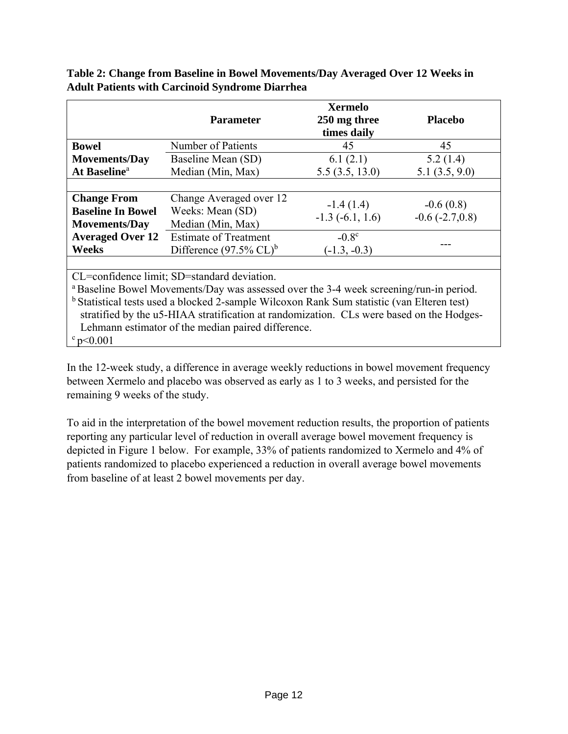**Table 2: Change from Baseline in Bowel Movements/Day Averaged Over 12 Weeks in Adult Patients with Carcinoid Syndrome Diarrhea**

| | Parameter | Xermelo 250 mg three times daily | Placebo |
|---|---|---|---|
| **Bowel Movements/Day At Baseline**[a] | Number of Patients | 45 | 45 |
| | Baseline Mean (SD) | 6.1 (2.1) | 5.2 (1.4) |
| | Median (Min, Max) | 5.5 (3.5, 13.0) | 5.1 (3.5, 9.0) |
| **Change From Baseline In Bowel Movements/Day Averaged Over 12 Weeks** | Change Averaged over 12 Weeks: Mean (SD) | -1.4 (1.4) | -0.6 (0.8) |
| | Median (Min, Max) | -1.3 (-6.1, 1.6) | -0.6 (-2.7,0.8) |
| | Estimate of Treatment Difference (97.5% CL)[b] | -0.8[c] (-1.3, -0.3) | --- |

CL=confidence limit; SD=standard deviation.

[a] Baseline Bowel Movements/Day was assessed over the 3-4 week screening/run-in period.

[b] Statistical tests used a blocked 2-sample Wilcoxon Rank Sum statistic (van Elteren test) stratified by the u5-HIAA stratification at randomization. CLs were based on the Hodges-Lehmann estimator of the median paired difference.

[c] $p<0.001$

In the 12-week study, a difference in average weekly reductions in bowel movement frequency between Xermelo and placebo was observed as early as 1 to 3 weeks, and persisted for the remaining 9 weeks of the study.

To aid in the interpretation of the bowel movement reduction results, the proportion of patients reporting any particular level of reduction in overall average bowel movement frequency is depicted in Figure 1 below. For example, 33% of patients randomized to Xermelo and 4% of patients randomized to placebo experienced a reduction in overall average bowel movements from baseline of at least 2 bowel movements per day.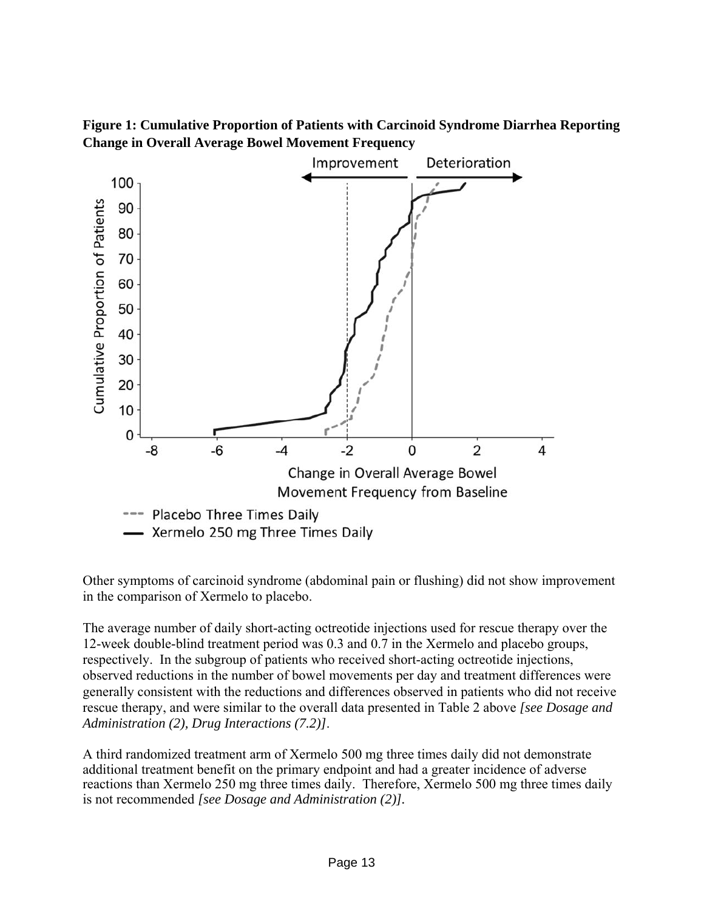**Figure 1: Cumulative Proportion of Patients with Carcinoid Syndrome Diarrhea Reporting Change in Overall Average Bowel Movement Frequency**

Other symptoms of carcinoid syndrome (abdominal pain or flushing) did not show improvement in the comparison of Xermelo to placebo.

The average number of daily short-acting octreotide injections used for rescue therapy over the 12-week double-blind treatment period was 0.3 and 0.7 in the Xermelo and placebo groups, respectively. In the subgroup of patients who received short-acting octreotide injections, observed reductions in the number of bowel movements per day and treatment differences were generally consistent with the reductions and differences observed in patients who did not receive rescue therapy, and were similar to the overall data presented in Table 2 above *[see Dosage and Administration (2), Drug Interactions (7.2)]*.

A third randomized treatment arm of Xermelo 500 mg three times daily did not demonstrate additional treatment benefit on the primary endpoint and had a greater incidence of adverse reactions than Xermelo 250 mg three times daily. Therefore, Xermelo 500 mg three times daily is not recommended *[see Dosage and Administration (2)]*.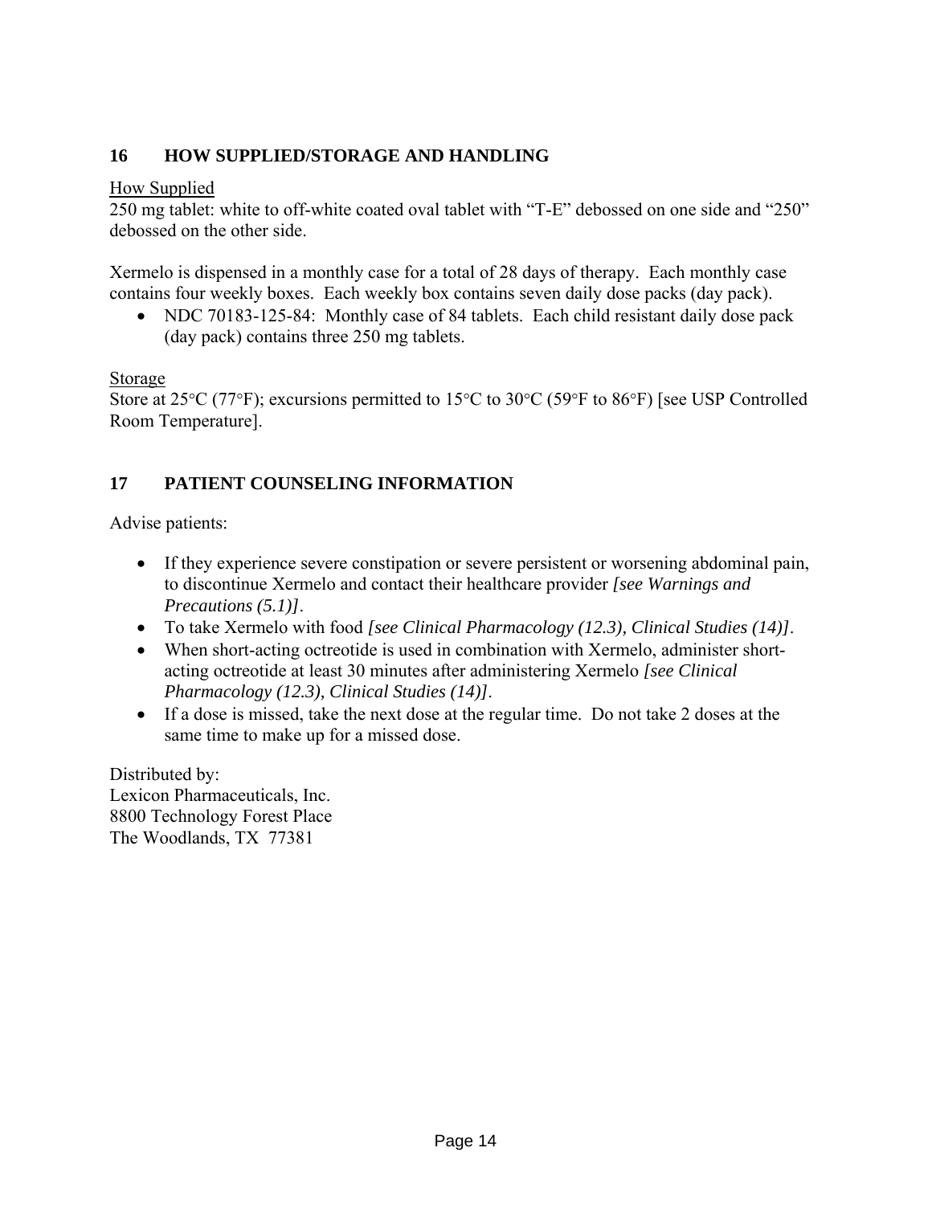## 16 HOW SUPPLIED/STORAGE AND HANDLING

How Supplied

250 mg tablet: white to off-white coated oval tablet with “T-E” debossed on one side and “250” debossed on the other side.

Xermelo is dispensed in a monthly case for a total of 28 days of therapy. Each monthly case contains four weekly boxes. Each weekly box contains seven daily dose packs (day pack).

- NDC 70183-125-84: Monthly case of 84 tablets. Each child resistant daily dose pack (day pack) contains three 250 mg tablets.

Storage

Store at 25°C (77°F); excursions permitted to 15°C to 30°C (59°F to 86°F) [see USP Controlled Room Temperature].

## 17 PATIENT COUNSELING INFORMATION

Advise patients:

- If they experience severe constipation or severe persistent or worsening abdominal pain, to discontinue Xermelo and contact their healthcare provider *[see Warnings and Precautions (5.1)]*.
- To take Xermelo with food *[see Clinical Pharmacology (12.3), Clinical Studies (14)]*.
- When short-acting octreotide is used in combination with Xermelo, administer short-acting octreotide at least 30 minutes after administering Xermelo *[see Clinical Pharmacology (12.3), Clinical Studies (14)]*.
- If a dose is missed, take the next dose at the regular time. Do not take 2 doses at the same time to make up for a missed dose.

Distributed by:
Lexicon Pharmaceuticals, Inc.
8800 Technology Forest Place
The Woodlands, TX 77381